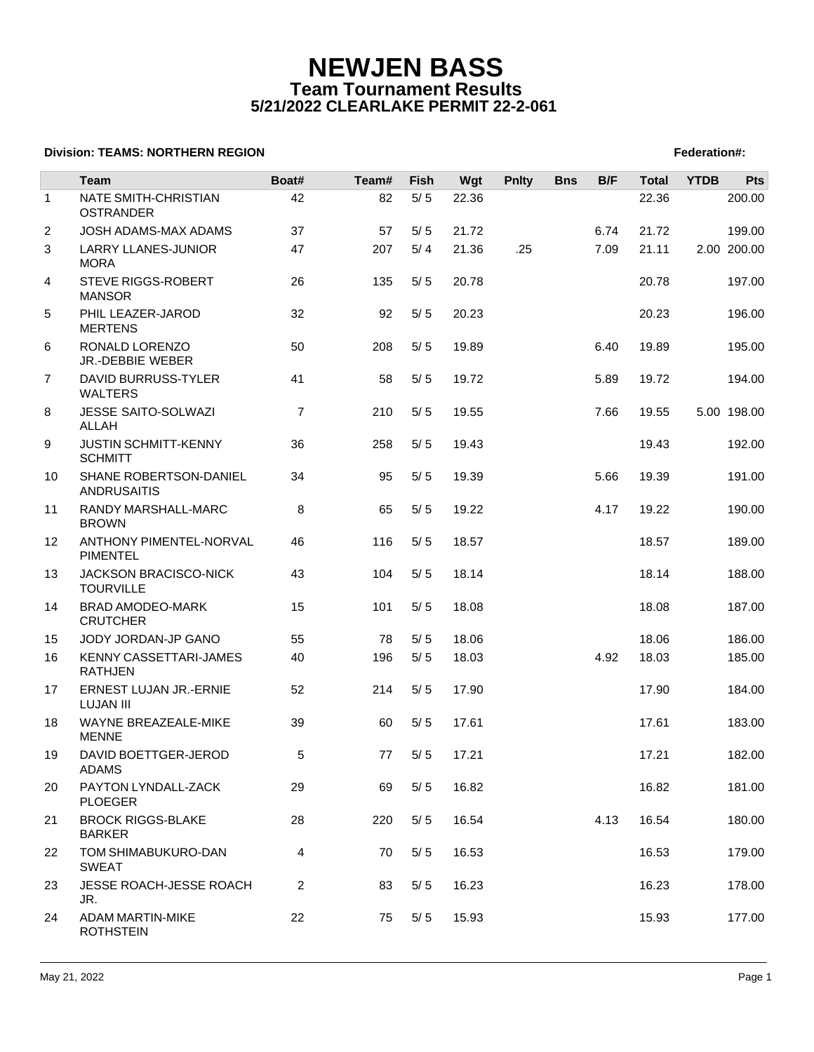# NEWJEN BASS
## Team Tournament Results
### 5/21/2022 CLEARLAKE PERMIT 22-2-061

**Division: TEAMS: NORTHERN REGION** **Federation#:**

| | Team | Boat# | Team# | Fish | Wgt | Pnlty | Bns | B/F | Total | YTDB | Pts |
|---|---|---|---|---|---|---|---|---|---|---|---|
| 1 | NATE SMITH-CHRISTIAN OSTRANDER | 42 | 82 | 5/ 5 | 22.36 | | | | 22.36 | | 200.00 |
| 2 | JOSH ADAMS-MAX ADAMS | 37 | 57 | 5/ 5 | 21.72 | | | 6.74 | 21.72 | | 199.00 |
| 3 | LARRY LLANES-JUNIOR MORA | 47 | 207 | 5/ 4 | 21.36 | .25 | | 7.09 | 21.11 | 2.00 | 200.00 |
| 4 | STEVE RIGGS-ROBERT MANSOR | 26 | 135 | 5/ 5 | 20.78 | | | | 20.78 | | 197.00 |
| 5 | PHIL LEAZER-JAROD MERTENS | 32 | 92 | 5/ 5 | 20.23 | | | | 20.23 | | 196.00 |
| 6 | RONALD LORENZO JR.-DEBBIE WEBER | 50 | 208 | 5/ 5 | 19.89 | | | 6.40 | 19.89 | | 195.00 |
| 7 | DAVID BURRUSS-TYLER WALTERS | 41 | 58 | 5/ 5 | 19.72 | | | 5.89 | 19.72 | | 194.00 |
| 8 | JESSE SAITO-SOLWAZI ALLAH | 7 | 210 | 5/ 5 | 19.55 | | | 7.66 | 19.55 | 5.00 | 198.00 |
| 9 | JUSTIN SCHMITT-KENNY SCHMITT | 36 | 258 | 5/ 5 | 19.43 | | | | 19.43 | | 192.00 |
| 10 | SHANE ROBERTSON-DANIEL ANDRUSAITIS | 34 | 95 | 5/ 5 | 19.39 | | | 5.66 | 19.39 | | 191.00 |
| 11 | RANDY MARSHALL-MARC BROWN | 8 | 65 | 5/ 5 | 19.22 | | | 4.17 | 19.22 | | 190.00 |
| 12 | ANTHONY PIMENTEL-NORVAL PIMENTEL | 46 | 116 | 5/ 5 | 18.57 | | | | 18.57 | | 189.00 |
| 13 | JACKSON BRACISCO-NICK TOURVILLE | 43 | 104 | 5/ 5 | 18.14 | | | | 18.14 | | 188.00 |
| 14 | BRAD AMODEO-MARK CRUTCHER | 15 | 101 | 5/ 5 | 18.08 | | | | 18.08 | | 187.00 |
| 15 | JODY JORDAN-JP GANO | 55 | 78 | 5/ 5 | 18.06 | | | | 18.06 | | 186.00 |
| 16 | KENNY CASSETTARI-JAMES RATHJEN | 40 | 196 | 5/ 5 | 18.03 | | | 4.92 | 18.03 | | 185.00 |
| 17 | ERNEST LUJAN JR.-ERNIE LUJAN III | 52 | 214 | 5/ 5 | 17.90 | | | | 17.90 | | 184.00 |
| 18 | WAYNE BREAZEALE-MIKE MENNE | 39 | 60 | 5/ 5 | 17.61 | | | | 17.61 | | 183.00 |
| 19 | DAVID BOETTGER-JEROD ADAMS | 5 | 77 | 5/ 5 | 17.21 | | | | 17.21 | | 182.00 |
| 20 | PAYTON LYNDALL-ZACK PLOEGER | 29 | 69 | 5/ 5 | 16.82 | | | | 16.82 | | 181.00 |
| 21 | BROCK RIGGS-BLAKE BARKER | 28 | 220 | 5/ 5 | 16.54 | | | 4.13 | 16.54 | | 180.00 |
| 22 | TOM SHIMABUKURO-DAN SWEAT | 4 | 70 | 5/ 5 | 16.53 | | | | 16.53 | | 179.00 |
| 23 | JESSE ROACH-JESSE ROACH JR. | 2 | 83 | 5/ 5 | 16.23 | | | | 16.23 | | 178.00 |
| 24 | ADAM MARTIN-MIKE ROTHSTEIN | 22 | 75 | 5/ 5 | 15.93 | | | | 15.93 | | 177.00 |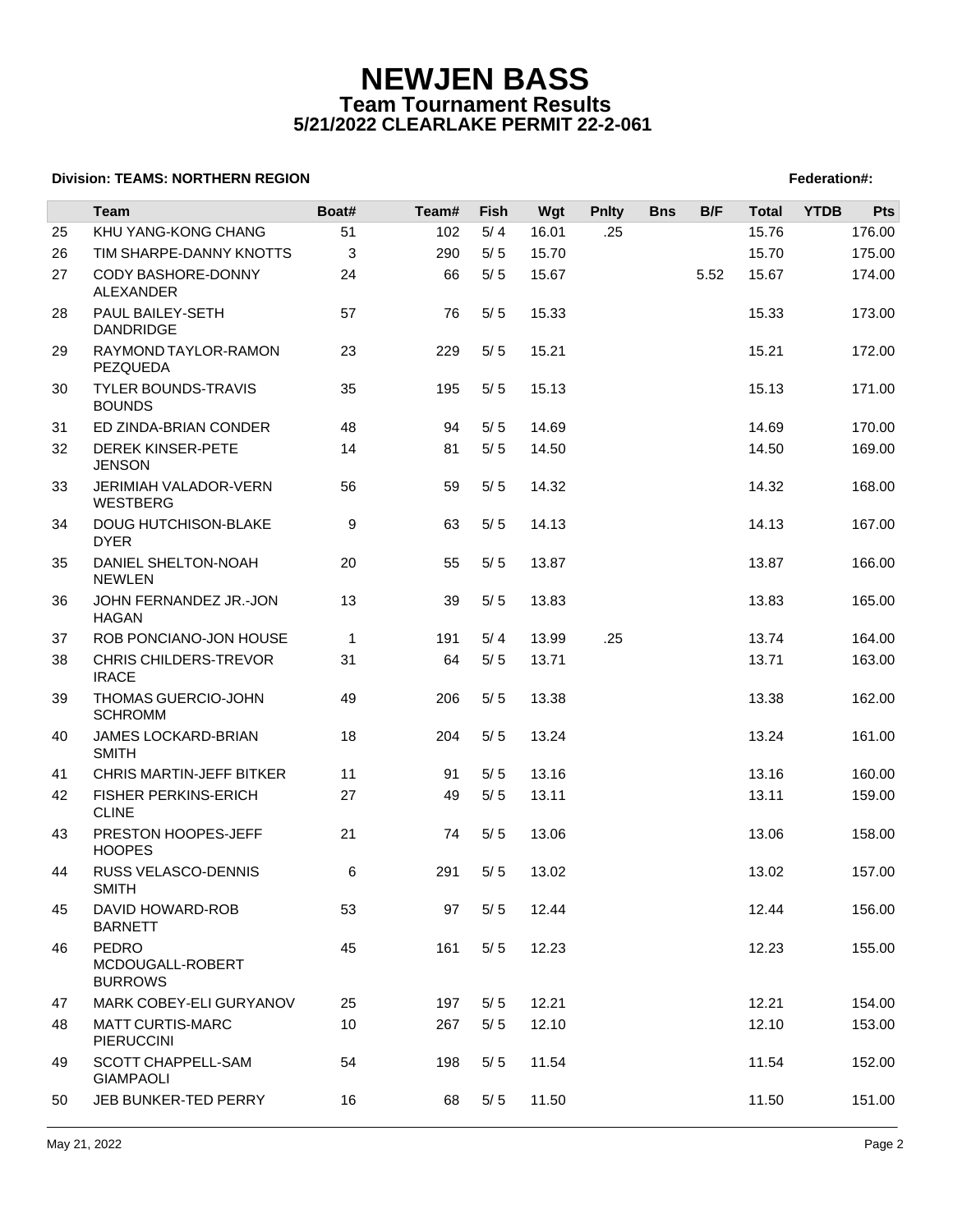# NEWJEN BASS

## Team Tournament Results

### 5/21/2022 CLEARLAKE PERMIT 22-2-061

**Division: TEAMS: NORTHERN REGION** **Federation#:**

| | Team | Boat# | Team# | Fish | Wgt | Pnlty | Bns | B/F | Total | YTDB | Pts |
|---|---|---|---|---|---|---|---|---|---|---|---|
| 25 | KHU YANG-KONG CHANG | 51 | 102 | 5/4 | 16.01 | .25 | | | 15.76 | | 176.00 |
| 26 | TIM SHARPE-DANNY KNOTTS | 3 | 290 | 5/5 | 15.70 | | | | 15.70 | | 175.00 |
| 27 | CODY BASHORE-DONNY ALEXANDER | 24 | 66 | 5/5 | 15.67 | | | 5.52 | 15.67 | | 174.00 |
| 28 | PAUL BAILEY-SETH DANDRIDGE | 57 | 76 | 5/5 | 15.33 | | | | 15.33 | | 173.00 |
| 29 | RAYMOND TAYLOR-RAMON PEZQUEDA | 23 | 229 | 5/5 | 15.21 | | | | 15.21 | | 172.00 |
| 30 | TYLER BOUNDS-TRAVIS BOUNDS | 35 | 195 | 5/5 | 15.13 | | | | 15.13 | | 171.00 |
| 31 | ED ZINDA-BRIAN CONDER | 48 | 94 | 5/5 | 14.69 | | | | 14.69 | | 170.00 |
| 32 | DEREK KINSER-PETE JENSON | 14 | 81 | 5/5 | 14.50 | | | | 14.50 | | 169.00 |
| 33 | JERIMIAH VALADOR-VERN WESTBERG | 56 | 59 | 5/5 | 14.32 | | | | 14.32 | | 168.00 |
| 34 | DOUG HUTCHISON-BLAKE DYER | 9 | 63 | 5/5 | 14.13 | | | | 14.13 | | 167.00 |
| 35 | DANIEL SHELTON-NOAH NEWLEN | 20 | 55 | 5/5 | 13.87 | | | | 13.87 | | 166.00 |
| 36 | JOHN FERNANDEZ JR.-JON HAGAN | 13 | 39 | 5/5 | 13.83 | | | | 13.83 | | 165.00 |
| 37 | ROB PONCIANO-JON HOUSE | 1 | 191 | 5/4 | 13.99 | .25 | | | 13.74 | | 164.00 |
| 38 | CHRIS CHILDERS-TREVOR IRACE | 31 | 64 | 5/5 | 13.71 | | | | 13.71 | | 163.00 |
| 39 | THOMAS GUERCIO-JOHN SCHROMM | 49 | 206 | 5/5 | 13.38 | | | | 13.38 | | 162.00 |
| 40 | JAMES LOCKARD-BRIAN SMITH | 18 | 204 | 5/5 | 13.24 | | | | 13.24 | | 161.00 |
| 41 | CHRIS MARTIN-JEFF BITKER | 11 | 91 | 5/5 | 13.16 | | | | 13.16 | | 160.00 |
| 42 | FISHER PERKINS-ERICH CLINE | 27 | 49 | 5/5 | 13.11 | | | | 13.11 | | 159.00 |
| 43 | PRESTON HOOPES-JEFF HOOPES | 21 | 74 | 5/5 | 13.06 | | | | 13.06 | | 158.00 |
| 44 | RUSS VELASCO-DENNIS SMITH | 6 | 291 | 5/5 | 13.02 | | | | 13.02 | | 157.00 |
| 45 | DAVID HOWARD-ROB BARNETT | 53 | 97 | 5/5 | 12.44 | | | | 12.44 | | 156.00 |
| 46 | PEDRO MCDOUGALL-ROBERT BURROWS | 45 | 161 | 5/5 | 12.23 | | | | 12.23 | | 155.00 |
| 47 | MARK COBEY-ELI GURYANOV | 25 | 197 | 5/5 | 12.21 | | | | 12.21 | | 154.00 |
| 48 | MATT CURTIS-MARC PIERUCCINI | 10 | 267 | 5/5 | 12.10 | | | | 12.10 | | 153.00 |
| 49 | SCOTT CHAPPELL-SAM GIAMPAOLI | 54 | 198 | 5/5 | 11.54 | | | | 11.54 | | 152.00 |
| 50 | JEB BUNKER-TED PERRY | 16 | 68 | 5/5 | 11.50 | | | | 11.50 | | 151.00 |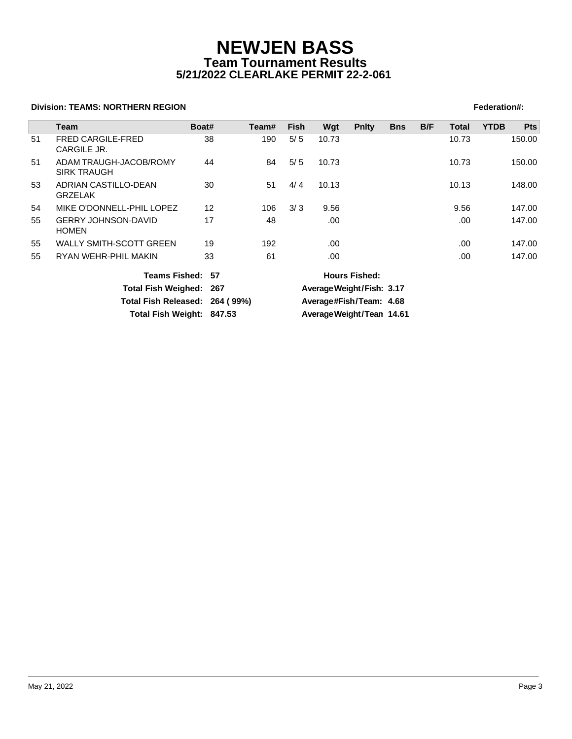# NEWJEN BASS
## Team Tournament Results
### 5/21/2022 CLEARLAKE PERMIT 22-2-061

**Division: TEAMS: NORTHERN REGION** **Federation#:**

| | Team | Boat# | Team# | Fish | Wgt | Pnlty | Bns | B/F | Total | YTDB | Pts |
|---|---|---|---|---|---|---|---|---|---|---|---|
| 51 | FRED CARGILE-FRED CARGILE JR. | 38 | 190 | 5/ 5 | 10.73 | | | | 10.73 | | 150.00 |
| 51 | ADAM TRAUGH-JACOB/ROMY SIRK TRAUGH | 44 | 84 | 5/ 5 | 10.73 | | | | 10.73 | | 150.00 |
| 53 | ADRIAN CASTILLO-DEAN GRZELAK | 30 | 51 | 4/ 4 | 10.13 | | | | 10.13 | | 148.00 |
| 54 | MIKE O'DONNELL-PHIL LOPEZ | 12 | 106 | 3/ 3 | 9.56 | | | | 9.56 | | 147.00 |
| 55 | GERRY JOHNSON-DAVID HOMEN | 17 | 48 | | .00 | | | | .00 | | 147.00 |
| 55 | WALLY SMITH-SCOTT GREEN | 19 | 192 | | .00 | | | | .00 | | 147.00 |
| 55 | RYAN WEHR-PHIL MAKIN | 33 | 61 | | .00 | | | | .00 | | 147.00 |

**Teams Fished: 57**

**Total Fish Weighed: 267**

**Total Fish Released: 264 ( 99%)**

**Total Fish Weight: 847.53**

**Hours Fished:**

**Average Weight/Fish: 3.17**

**Average#Fish/Team: 4.68**

**Average Weight/Team 14.61**